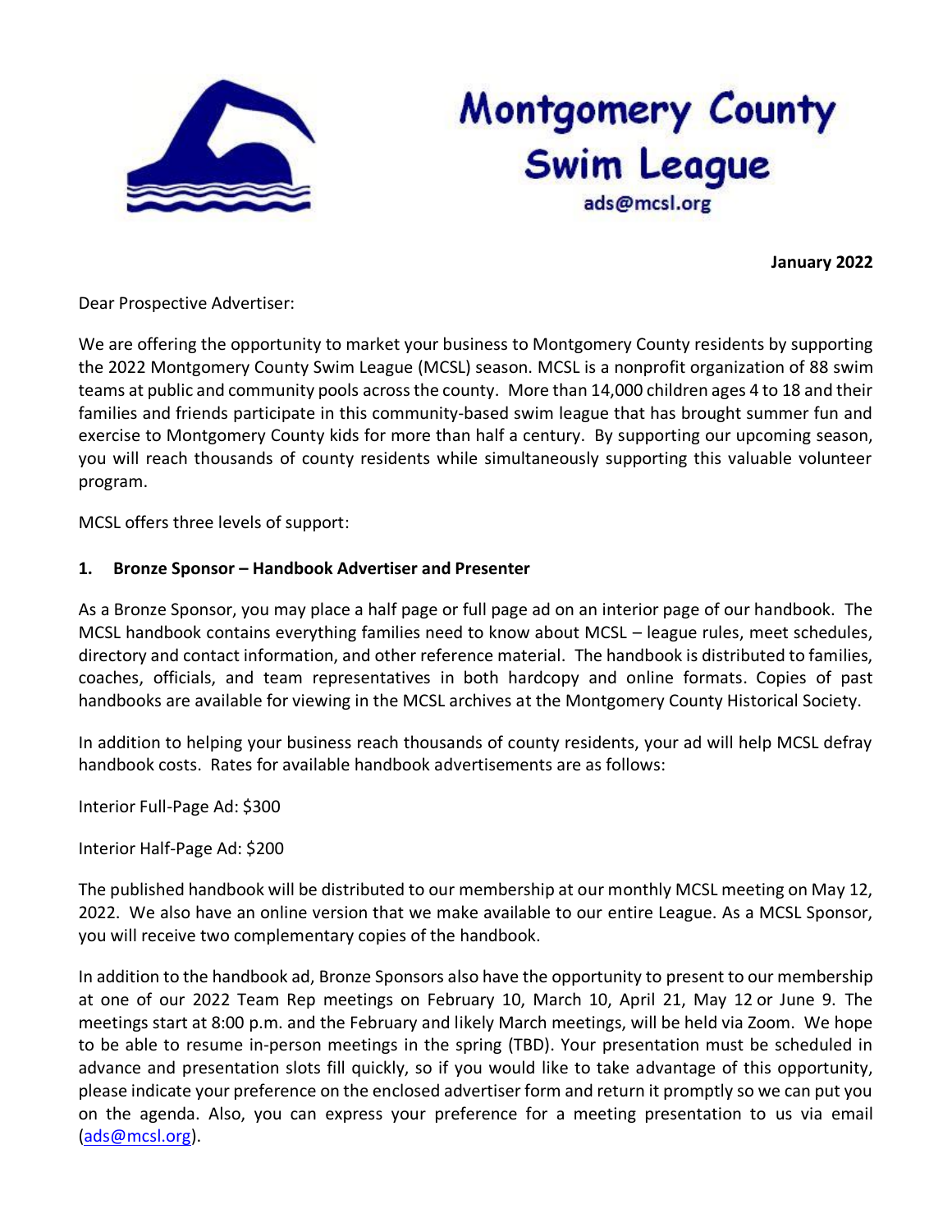# Montgomery County Swim League

ads@mcsl.org

**January 2022**

Dear Prospective Advertiser:

We are offering the opportunity to market your business to Montgomery County residents by supporting the 2022 Montgomery County Swim League (MCSL) season. MCSL is a nonprofit organization of 88 swim teams at public and community pools across the county. More than 14,000 children ages 4 to 18 and their families and friends participate in this community-based swim league that has brought summer fun and exercise to Montgomery County kids for more than half a century. By supporting our upcoming season, you will reach thousands of county residents while simultaneously supporting this valuable volunteer program.

MCSL offers three levels of support:

**1. Bronze Sponsor – Handbook Advertiser and Presenter**

As a Bronze Sponsor, you may place a half page or full page ad on an interior page of our handbook. The MCSL handbook contains everything families need to know about MCSL – league rules, meet schedules, directory and contact information, and other reference material. The handbook is distributed to families, coaches, officials, and team representatives in both hardcopy and online formats. Copies of past handbooks are available for viewing in the MCSL archives at the Montgomery County Historical Society.

In addition to helping your business reach thousands of county residents, your ad will help MCSL defray handbook costs. Rates for available handbook advertisements are as follows:

Interior Full-Page Ad: $300

Interior Half-Page Ad: $200

The published handbook will be distributed to our membership at our monthly MCSL meeting on May 12, 2022. We also have an online version that we make available to our entire League. As a MCSL Sponsor, you will receive two complementary copies of the handbook.

In addition to the handbook ad, Bronze Sponsors also have the opportunity to present to our membership at one of our 2022 Team Rep meetings on February 10, March 10, April 21, May 12 or June 9. The meetings start at 8:00 p.m. and the February and likely March meetings, will be held via Zoom. We hope to be able to resume in-person meetings in the spring (TBD). Your presentation must be scheduled in advance and presentation slots fill quickly, so if you would like to take advantage of this opportunity, please indicate your preference on the enclosed advertiser form and return it promptly so we can put you on the agenda. Also, you can express your preference for a meeting presentation to us via email (ads@mcsl.org).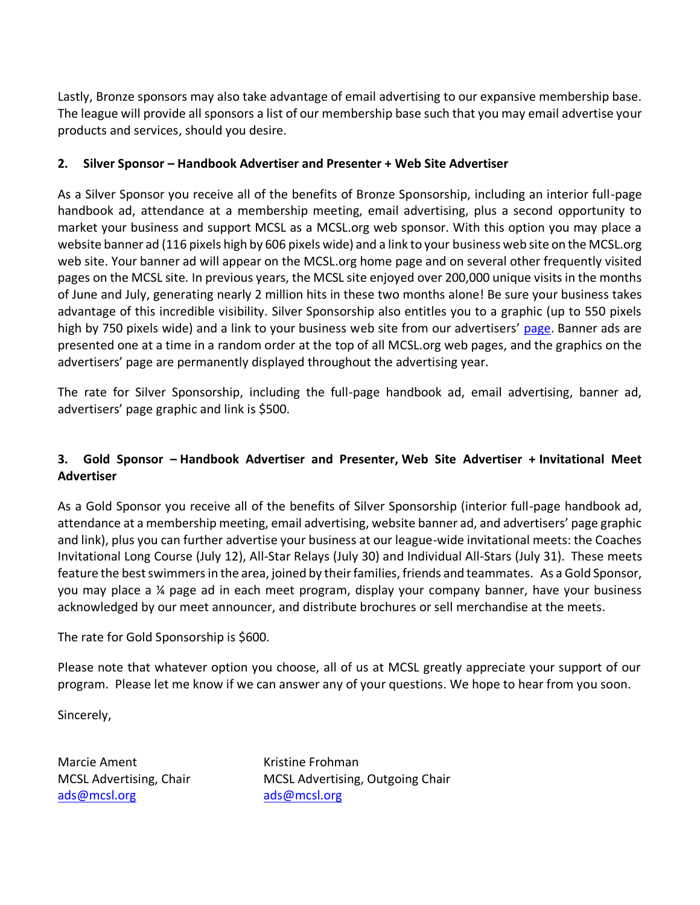Lastly, Bronze sponsors may also take advantage of email advertising to our expansive membership base. The league will provide all sponsors a list of our membership base such that you may email advertise your products and services, should you desire.

**2. Silver Sponsor – Handbook Advertiser and Presenter + Web Site Advertiser**

As a Silver Sponsor you receive all of the benefits of Bronze Sponsorship, including an interior full-page handbook ad, attendance at a membership meeting, email advertising, plus a second opportunity to market your business and support MCSL as a MCSL.org web sponsor. With this option you may place a website banner ad (116 pixels high by 606 pixels wide) and a link to your business web site on the MCSL.org web site. Your banner ad will appear on the MCSL.org home page and on several other frequently visited pages on the MCSL site. In previous years, the MCSL site enjoyed over 200,000 unique visits in the months of June and July, generating nearly 2 million hits in these two months alone! Be sure your business takes advantage of this incredible visibility. Silver Sponsorship also entitles you to a graphic (up to 550 pixels high by 750 pixels wide) and a link to your business web site from our advertisers' page. Banner ads are presented one at a time in a random order at the top of all MCSL.org web pages, and the graphics on the advertisers' page are permanently displayed throughout the advertising year.

The rate for Silver Sponsorship, including the full-page handbook ad, email advertising, banner ad, advertisers' page graphic and link is $500.

**3. Gold Sponsor – Handbook Advertiser and Presenter, Web Site Advertiser + Invitational Meet Advertiser**

As a Gold Sponsor you receive all of the benefits of Silver Sponsorship (interior full-page handbook ad, attendance at a membership meeting, email advertising, website banner ad, and advertisers' page graphic and link), plus you can further advertise your business at our league-wide invitational meets: the Coaches Invitational Long Course (July 12), All-Star Relays (July 30) and Individual All-Stars (July 31). These meets feature the best swimmers in the area, joined by their families, friends and teammates. As a Gold Sponsor, you may place a ¼ page ad in each meet program, display your company banner, have your business acknowledged by our meet announcer, and distribute brochures or sell merchandise at the meets.

The rate for Gold Sponsorship is $600.

Please note that whatever option you choose, all of us at MCSL greatly appreciate your support of our program. Please let me know if we can answer any of your questions. We hope to hear from you soon.

Sincerely,

Marcie Ament
MCSL Advertising, Chair
ads@mcsl.org

Kristine Frohman
MCSL Advertising, Outgoing Chair
ads@mcsl.org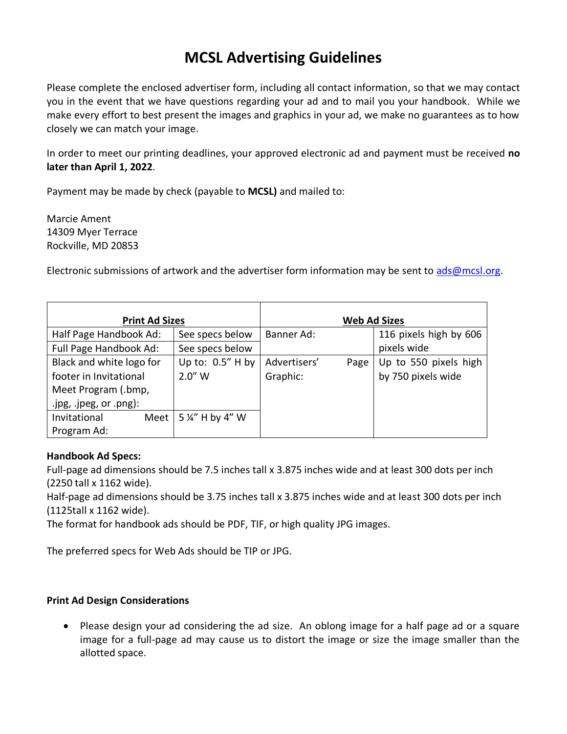# MCSL Advertising Guidelines

Please complete the enclosed advertiser form, including all contact information, so that we may contact you in the event that we have questions regarding your ad and to mail you your handbook. While we make every effort to best present the images and graphics in your ad, we make no guarantees as to how closely we can match your image.

In order to meet our printing deadlines, your approved electronic ad and payment must be received **no later than April 1, 2022**.

Payment may be made by check (payable to **MCSL)** and mailed to:

Marcie Ament
14309 Myer Terrace
Rockville, MD 20853

Electronic submissions of artwork and the advertiser form information may be sent to ads@mcsl.org.

| **Print Ad Sizes** | | **Web Ad Sizes** | |
|---|---|---|---|
| Half Page Handbook Ad: | See specs below | Banner Ad: | 116 pixels high by 606 pixels wide |
| Full Page Handbook Ad: | See specs below | | |
| Black and white logo for footer in Invitational Meet Program (.bmp, .jpg, .jpeg, or .png): | Up to: 0.5" H by 2.0" W | Advertisers' Page Graphic: | Up to 550 pixels high by 750 pixels wide |
| Invitational Meet Program Ad: | 5 ¼" H by 4" W | | |

**Handbook Ad Specs:**
Full-page ad dimensions should be 7.5 inches tall x 3.875 inches wide and at least 300 dots per inch (2250 tall x 1162 wide).
Half-page ad dimensions should be 3.75 inches tall x 3.875 inches wide and at least 300 dots per inch (1125tall x 1162 wide).
The format for handbook ads should be PDF, TIF, or high quality JPG images.

The preferred specs for Web Ads should be TIP or JPG.

**Print Ad Design Considerations**

- Please design your ad considering the ad size. An oblong image for a half page ad or a square image for a full-page ad may cause us to distort the image or size the image smaller than the allotted space.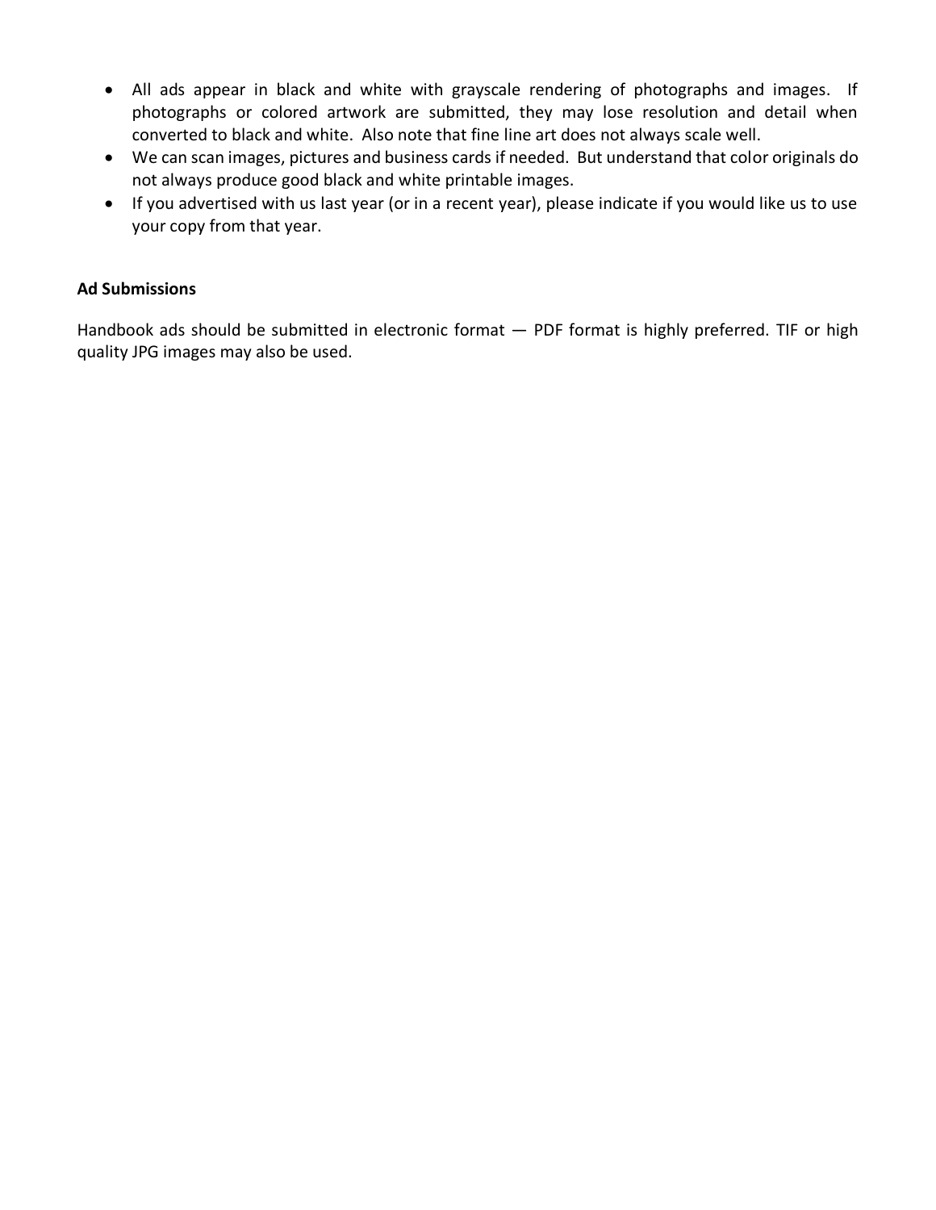- All ads appear in black and white with grayscale rendering of photographs and images. If photographs or colored artwork are submitted, they may lose resolution and detail when converted to black and white. Also note that fine line art does not always scale well.
- We can scan images, pictures and business cards if needed. But understand that color originals do not always produce good black and white printable images.
- If you advertised with us last year (or in a recent year), please indicate if you would like us to use your copy from that year.

**Ad Submissions**

Handbook ads should be submitted in electronic format — PDF format is highly preferred. TIF or high quality JPG images may also be used.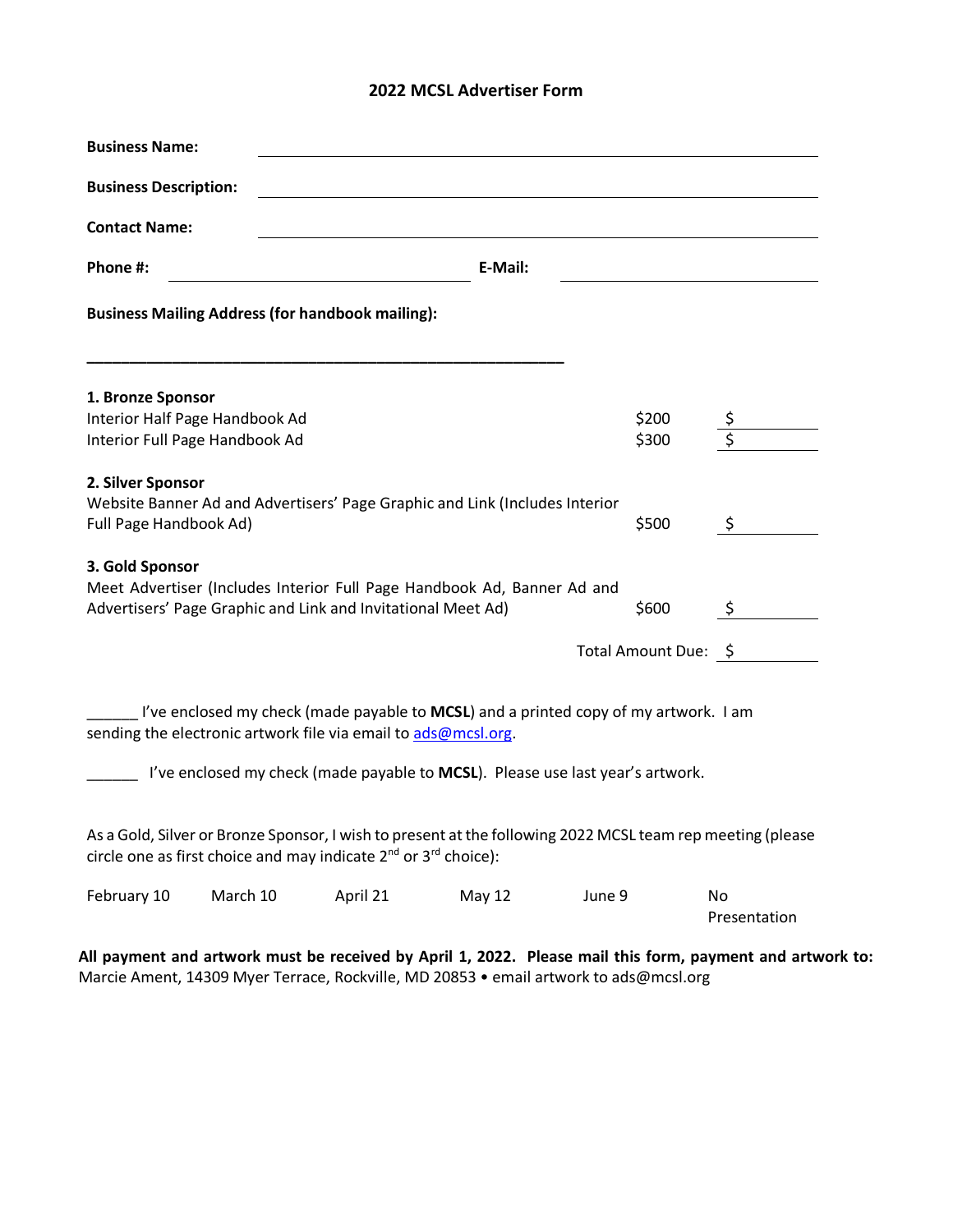# 2022 MCSL Advertiser Form

**Business Name:** ____________________________________________

**Business Description:** ____________________________________________

**Contact Name:** ____________________________________________

**Phone #:** ______________________ **E-Mail:** ______________________

**Business Mailing Address (for handbook mailing):**

**________________________________________________________**

| | | |
|---|---|---|
| **1. Bronze Sponsor** | | |
| Interior Half Page Handbook Ad | $200 | $ ________ |
| Interior Full Page Handbook Ad | $300 | $ ________ |
| **2. Silver Sponsor** | | |
| Website Banner Ad and Advertisers' Page Graphic and Link (Includes Interior Full Page Handbook Ad) | $500 | $ ________ |
| **3. Gold Sponsor** | | |
| Meet Advertiser (Includes Interior Full Page Handbook Ad, Banner Ad and Advertisers' Page Graphic and Link and Invitational Meet Ad) | $600 | $ ________ |
| | Total Amount Due: | $ ________ |

______ I've enclosed my check (made payable to **MCSL**) and a printed copy of my artwork. I am sending the electronic artwork file via email to ads@mcsl.org.

______ I've enclosed my check (made payable to **MCSL**). Please use last year's artwork.

As a Gold, Silver or Bronze Sponsor, I wish to present at the following 2022 MCSL team rep meeting (please circle one as first choice and may indicate 2nd or 3rd choice):

February 10 March 10 April 21 May 12 June 9 No Presentation

**All payment and artwork must be received by April 1, 2022. Please mail this form, payment and artwork to:** Marcie Ament, 14309 Myer Terrace, Rockville, MD 20853 • email artwork to ads@mcsl.org